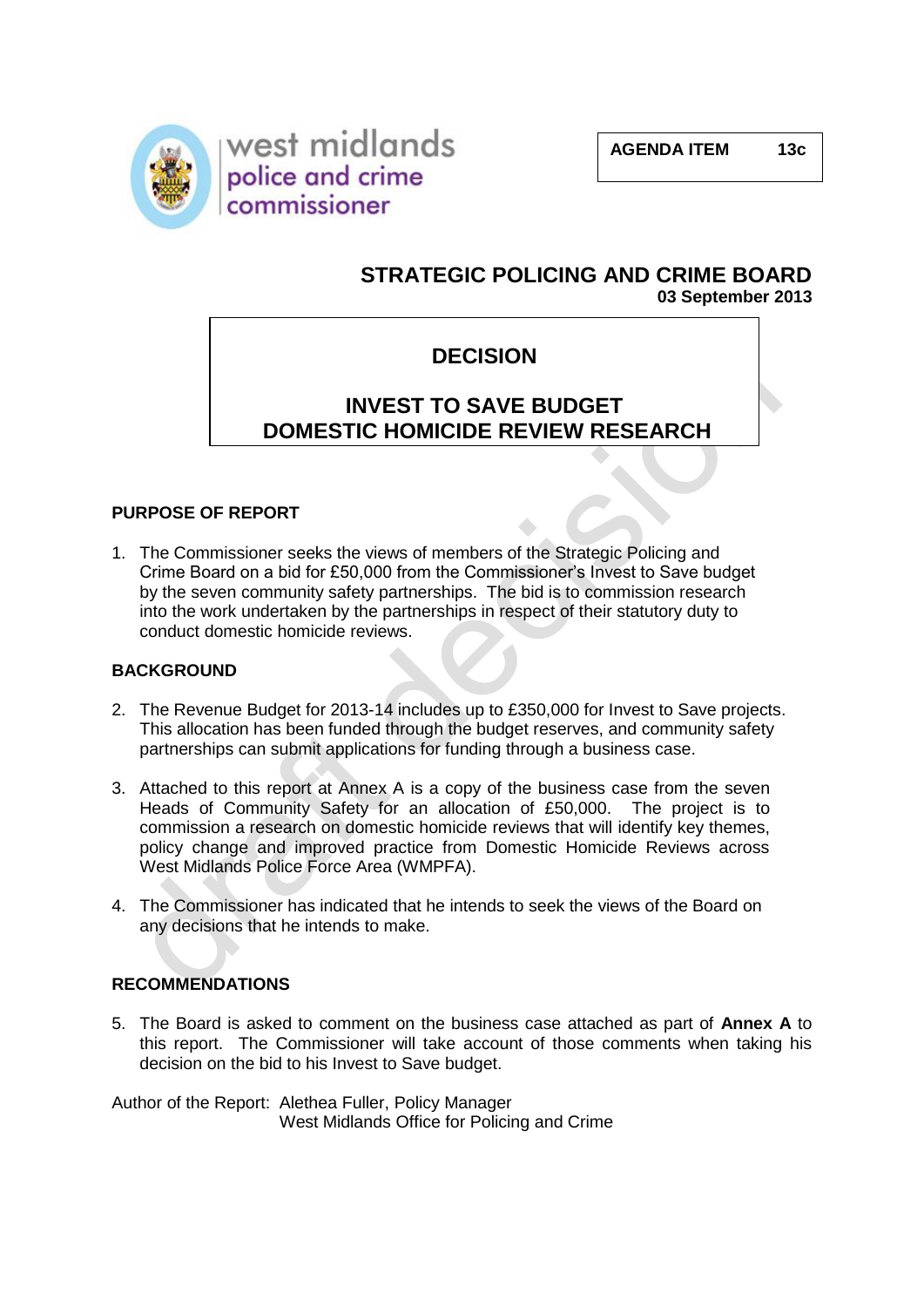west midlands police and crime commissioner

**AGENDA ITEM 13c**

# STRATEGIC POLICING AND CRIME BOARD

**03 September 2013**

## DECISION

## INVEST TO SAVE BUDGET DOMESTIC HOMICIDE REVIEW RESEARCH

### PURPOSE OF REPORT

1. The Commissioner seeks the views of members of the Strategic Policing and Crime Board on a bid for £50,000 from the Commissioner's Invest to Save budget by the seven community safety partnerships. The bid is to commission research into the work undertaken by the partnerships in respect of their statutory duty to conduct domestic homicide reviews.

### BACKGROUND

2. The Revenue Budget for 2013-14 includes up to £350,000 for Invest to Save projects. This allocation has been funded through the budget reserves, and community safety partnerships can submit applications for funding through a business case.

3. Attached to this report at Annex A is a copy of the business case from the seven Heads of Community Safety for an allocation of £50,000. The project is to commission a research on domestic homicide reviews that will identify key themes, policy change and improved practice from Domestic Homicide Reviews across West Midlands Police Force Area (WMPFA).

4. The Commissioner has indicated that he intends to seek the views of the Board on any decisions that he intends to make.

### RECOMMENDATIONS

5. The Board is asked to comment on the business case attached as part of **Annex A** to this report. The Commissioner will take account of those comments when taking his decision on the bid to his Invest to Save budget.

Author of the Report: Alethea Fuller, Policy Manager
West Midlands Office for Policing and Crime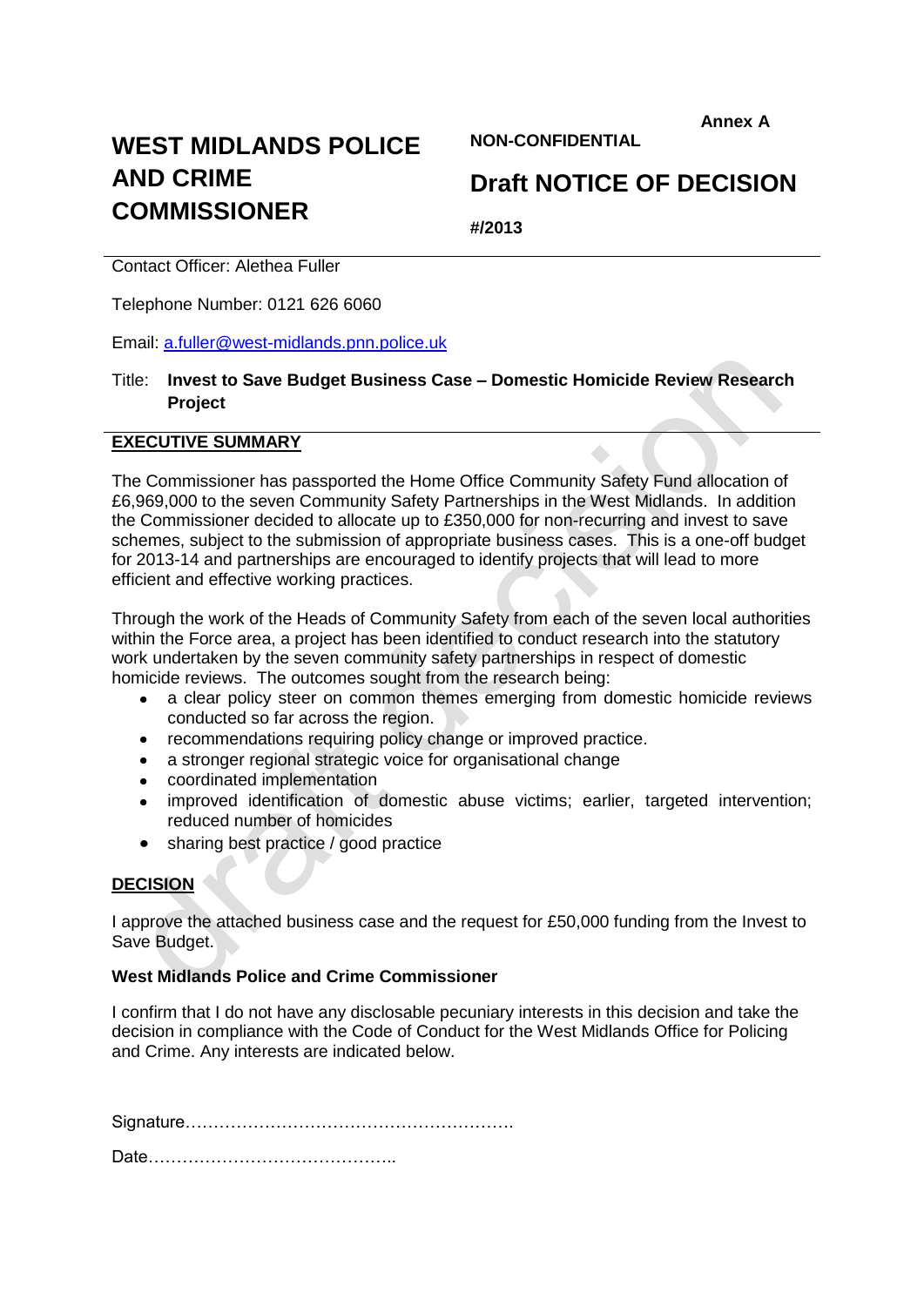**Annex A**

# WEST MIDLANDS POLICE AND CRIME COMMISSIONER

**NON-CONFIDENTIAL**

## Draft NOTICE OF DECISION

**#/2013**

Contact Officer: Alethea Fuller

Telephone Number: 0121 626 6060

Email: a.fuller@west-midlands.pnn.police.uk

Title: **Invest to Save Budget Business Case – Domestic Homicide Review Research Project**

## EXECUTIVE SUMMARY

The Commissioner has passported the Home Office Community Safety Fund allocation of £6,969,000 to the seven Community Safety Partnerships in the West Midlands. In addition the Commissioner decided to allocate up to £350,000 for non-recurring and invest to save schemes, subject to the submission of appropriate business cases. This is a one-off budget for 2013-14 and partnerships are encouraged to identify projects that will lead to more efficient and effective working practices.

Through the work of the Heads of Community Safety from each of the seven local authorities within the Force area, a project has been identified to conduct research into the statutory work undertaken by the seven community safety partnerships in respect of domestic homicide reviews. The outcomes sought from the research being:

- a clear policy steer on common themes emerging from domestic homicide reviews conducted so far across the region.
- recommendations requiring policy change or improved practice.
- a stronger regional strategic voice for organisational change
- coordinated implementation
- improved identification of domestic abuse victims; earlier, targeted intervention; reduced number of homicides
- sharing best practice / good practice

## DECISION

I approve the attached business case and the request for £50,000 funding from the Invest to Save Budget.

**West Midlands Police and Crime Commissioner**

I confirm that I do not have any disclosable pecuniary interests in this decision and take the decision in compliance with the Code of Conduct for the West Midlands Office for Policing and Crime. Any interests are indicated below.

Signature……………………………………………….

Date……………………………………..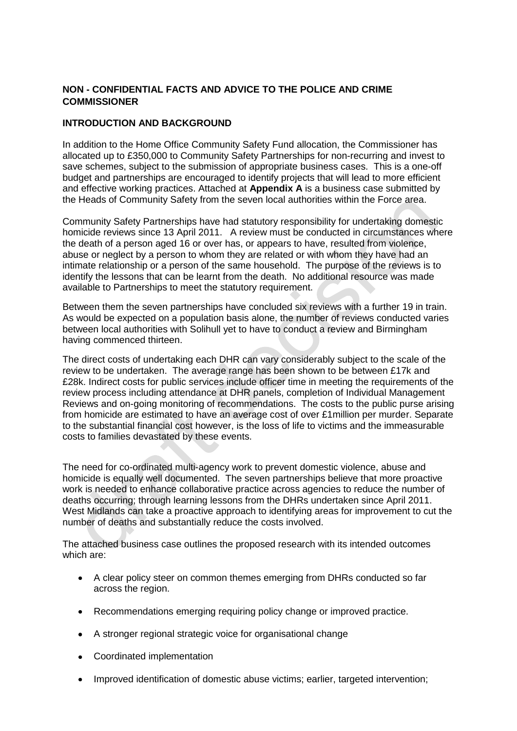**NON - CONFIDENTIAL FACTS AND ADVICE TO THE POLICE AND CRIME COMMISSIONER**

**INTRODUCTION AND BACKGROUND**

In addition to the Home Office Community Safety Fund allocation, the Commissioner has allocated up to £350,000 to Community Safety Partnerships for non-recurring and invest to save schemes, subject to the submission of appropriate business cases. This is a one-off budget and partnerships are encouraged to identify projects that will lead to more efficient and effective working practices. Attached at **Appendix A** is a business case submitted by the Heads of Community Safety from the seven local authorities within the Force area.

Community Safety Partnerships have had statutory responsibility for undertaking domestic homicide reviews since 13 April 2011. A review must be conducted in circumstances where the death of a person aged 16 or over has, or appears to have, resulted from violence, abuse or neglect by a person to whom they are related or with whom they have had an intimate relationship or a person of the same household. The purpose of the reviews is to identify the lessons that can be learnt from the death. No additional resource was made available to Partnerships to meet the statutory requirement.

Between them the seven partnerships have concluded six reviews with a further 19 in train. As would be expected on a population basis alone, the number of reviews conducted varies between local authorities with Solihull yet to have to conduct a review and Birmingham having commenced thirteen.

The direct costs of undertaking each DHR can vary considerably subject to the scale of the review to be undertaken. The average range has been shown to be between £17k and £28k. Indirect costs for public services include officer time in meeting the requirements of the review process including attendance at DHR panels, completion of Individual Management Reviews and on-going monitoring of recommendations. The costs to the public purse arising from homicide are estimated to have an average cost of over £1million per murder. Separate to the substantial financial cost however, is the loss of life to victims and the immeasurable costs to families devastated by these events.

The need for co-ordinated multi-agency work to prevent domestic violence, abuse and homicide is equally well documented. The seven partnerships believe that more proactive work is needed to enhance collaborative practice across agencies to reduce the number of deaths occurring; through learning lessons from the DHRs undertaken since April 2011. West Midlands can take a proactive approach to identifying areas for improvement to cut the number of deaths and substantially reduce the costs involved.

The attached business case outlines the proposed research with its intended outcomes which are:

- A clear policy steer on common themes emerging from DHRs conducted so far across the region.
- Recommendations emerging requiring policy change or improved practice.
- A stronger regional strategic voice for organisational change
- Coordinated implementation
- Improved identification of domestic abuse victims; earlier, targeted intervention;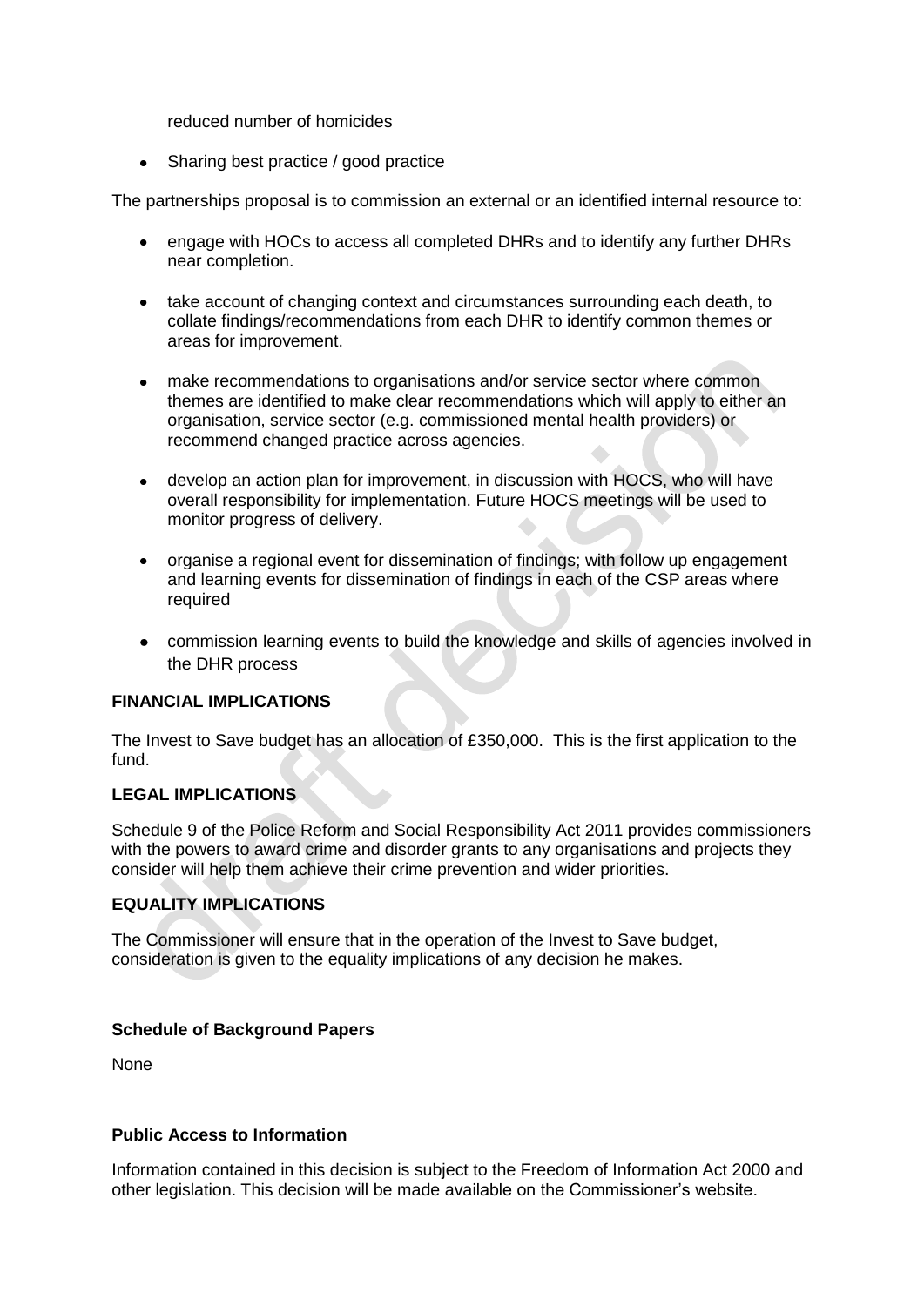reduced number of homicides

- Sharing best practice / good practice

The partnerships proposal is to commission an external or an identified internal resource to:

- engage with HOCs to access all completed DHRs and to identify any further DHRs near completion.
- take account of changing context and circumstances surrounding each death, to collate findings/recommendations from each DHR to identify common themes or areas for improvement.
- make recommendations to organisations and/or service sector where common themes are identified to make clear recommendations which will apply to either an organisation, service sector (e.g. commissioned mental health providers) or recommend changed practice across agencies.
- develop an action plan for improvement, in discussion with HOCS, who will have overall responsibility for implementation. Future HOCS meetings will be used to monitor progress of delivery.
- organise a regional event for dissemination of findings; with follow up engagement and learning events for dissemination of findings in each of the CSP areas where required
- commission learning events to build the knowledge and skills of agencies involved in the DHR process

**FINANCIAL IMPLICATIONS**

The Invest to Save budget has an allocation of £350,000. This is the first application to the fund.

**LEGAL IMPLICATIONS**

Schedule 9 of the Police Reform and Social Responsibility Act 2011 provides commissioners with the powers to award crime and disorder grants to any organisations and projects they consider will help them achieve their crime prevention and wider priorities.

**EQUALITY IMPLICATIONS**

The Commissioner will ensure that in the operation of the Invest to Save budget, consideration is given to the equality implications of any decision he makes.

**Schedule of Background Papers**

None

**Public Access to Information**

Information contained in this decision is subject to the Freedom of Information Act 2000 and other legislation. This decision will be made available on the Commissioner's website.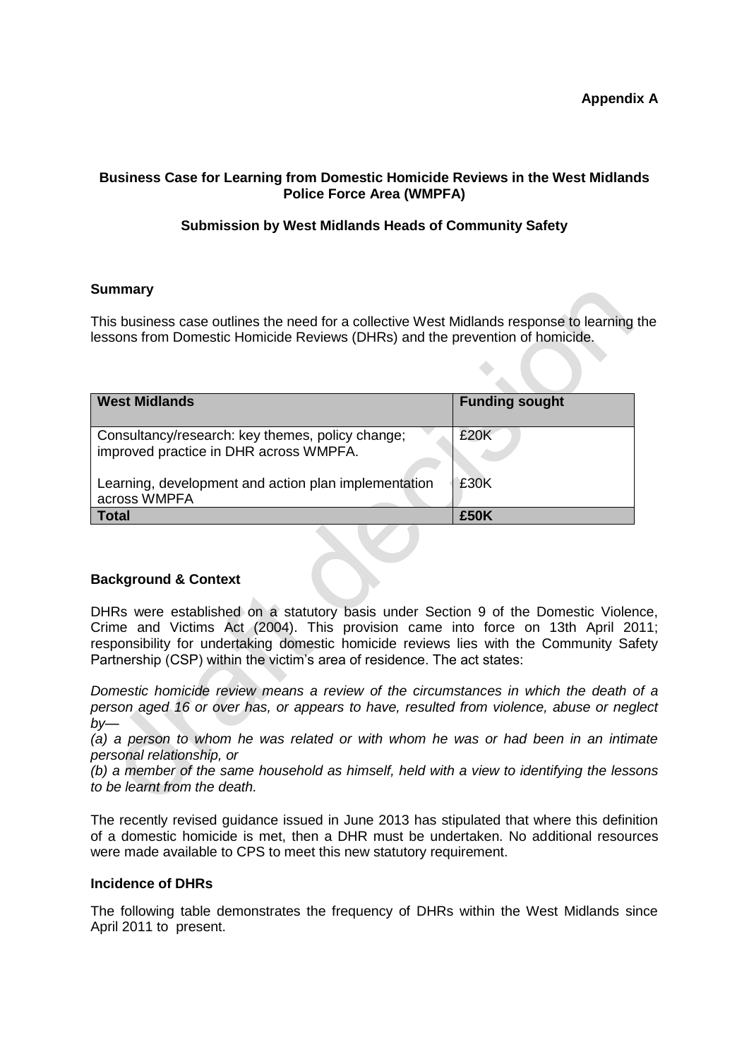**Appendix A**

**Business Case for Learning from Domestic Homicide Reviews in the West Midlands Police Force Area (WMPFA)**

**Submission by West Midlands Heads of Community Safety**

**Summary**

This business case outlines the need for a collective West Midlands response to learning the lessons from Domestic Homicide Reviews (DHRs) and the prevention of homicide.

| West Midlands | Funding sought |
|---|---|
| Consultancy/research: key themes, policy change; improved practice in DHR across WMPFA. | £20K |
| Learning, development and action plan implementation across WMPFA | £30K |
| **Total** | **£50K** |

**Background & Context**

DHRs were established on a statutory basis under Section 9 of the Domestic Violence, Crime and Victims Act (2004). This provision came into force on 13th April 2011; responsibility for undertaking domestic homicide reviews lies with the Community Safety Partnership (CSP) within the victim's area of residence. The act states:

*Domestic homicide review means a review of the circumstances in which the death of a person aged 16 or over has, or appears to have, resulted from violence, abuse or neglect by—*
*(a) a person to whom he was related or with whom he was or had been in an intimate personal relationship, or*
*(b) a member of the same household as himself, held with a view to identifying the lessons to be learnt from the death.*

The recently revised guidance issued in June 2013 has stipulated that where this definition of a domestic homicide is met, then a DHR must be undertaken. No additional resources were made available to CPS to meet this new statutory requirement.

**Incidence of DHRs**

The following table demonstrates the frequency of DHRs within the West Midlands since April 2011 to present.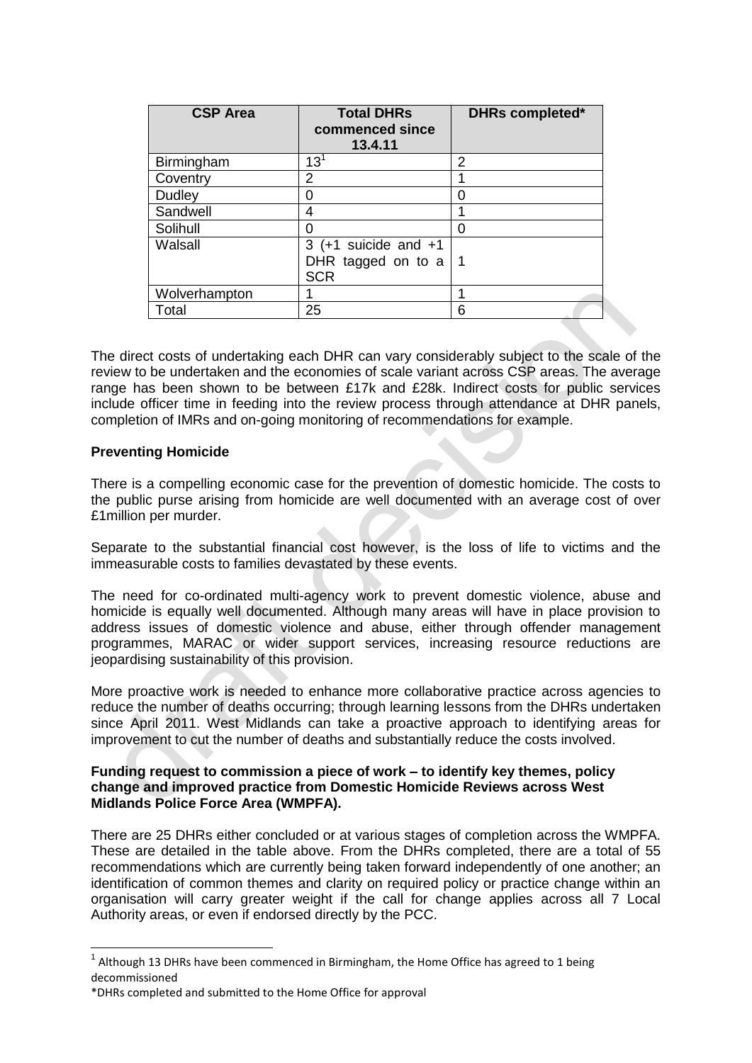| CSP Area | Total DHRs commenced since 13.4.11 | DHRs completed* |
|---|---|---|
| Birmingham | 13[1] | 2 |
| Coventry | 2 | 1 |
| Dudley | 0 | 0 |
| Sandwell | 4 | 1 |
| Solihull | 0 | 0 |
| Walsall | 3 (+1 suicide and +1 DHR tagged on to a SCR | 1 |
| Wolverhampton | 1 | 1 |
| Total | 25 | 6 |

The direct costs of undertaking each DHR can vary considerably subject to the scale of the review to be undertaken and the economies of scale variant across CSP areas. The average range has been shown to be between £17k and £28k. Indirect costs for public services include officer time in feeding into the review process through attendance at DHR panels, completion of IMRs and on-going monitoring of recommendations for example.

**Preventing Homicide**

There is a compelling economic case for the prevention of domestic homicide. The costs to the public purse arising from homicide are well documented with an average cost of over £1million per murder.

Separate to the substantial financial cost however, is the loss of life to victims and the immeasurable costs to families devastated by these events.

The need for co-ordinated multi-agency work to prevent domestic violence, abuse and homicide is equally well documented. Although many areas will have in place provision to address issues of domestic violence and abuse, either through offender management programmes, MARAC or wider support services, increasing resource reductions are jeopardising sustainability of this provision.

More proactive work is needed to enhance more collaborative practice across agencies to reduce the number of deaths occurring; through learning lessons from the DHRs undertaken since April 2011. West Midlands can take a proactive approach to identifying areas for improvement to cut the number of deaths and substantially reduce the costs involved.

**Funding request to commission a piece of work – to identify key themes, policy change and improved practice from Domestic Homicide Reviews across West Midlands Police Force Area (WMPFA).**

There are 25 DHRs either concluded or at various stages of completion across the WMPFA. These are detailed in the table above. From the DHRs completed, there are a total of 55 recommendations which are currently being taken forward independently of one another; an identification of common themes and clarity on required policy or practice change within an organisation will carry greater weight if the call for change applies across all 7 Local Authority areas, or even if endorsed directly by the PCC.

[1] Although 13 DHRs have been commenced in Birmingham, the Home Office has agreed to 1 being decommissioned

*DHRs completed and submitted to the Home Office for approval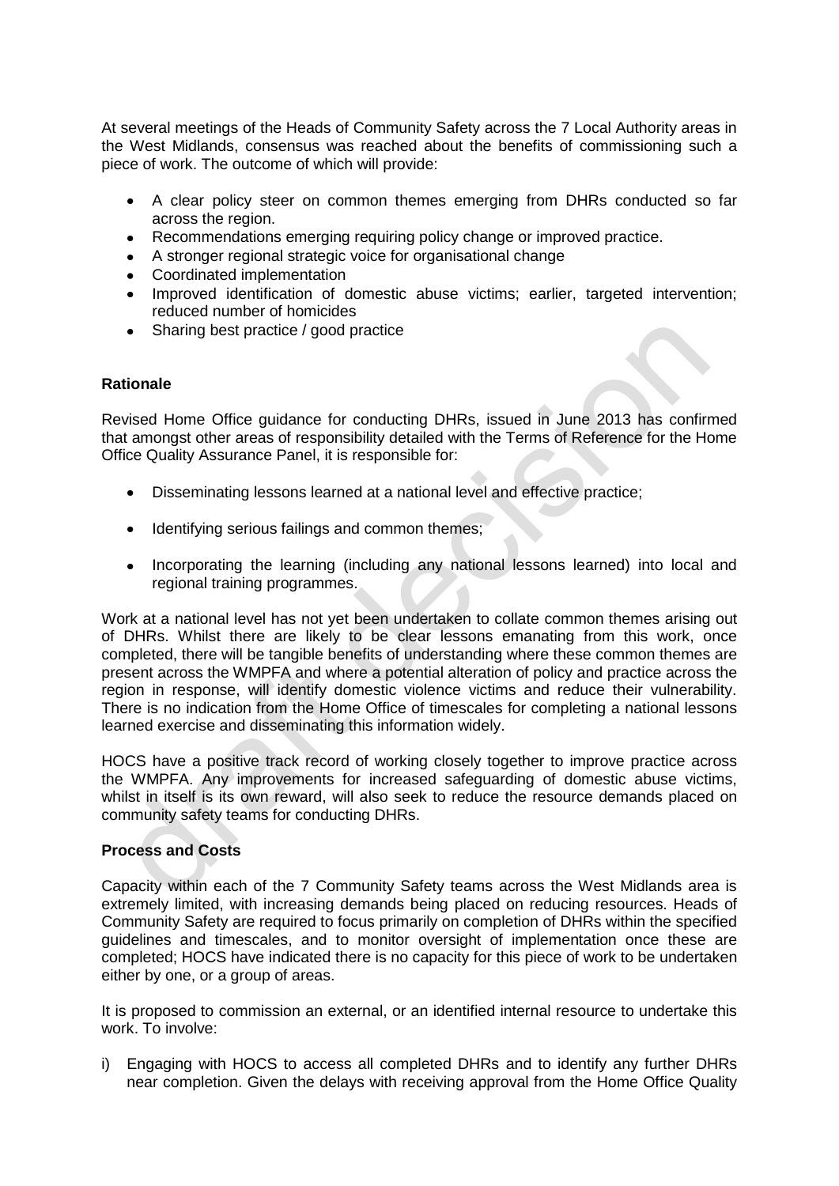At several meetings of the Heads of Community Safety across the 7 Local Authority areas in the West Midlands, consensus was reached about the benefits of commissioning such a piece of work. The outcome of which will provide:

- A clear policy steer on common themes emerging from DHRs conducted so far across the region.
- Recommendations emerging requiring policy change or improved practice.
- A stronger regional strategic voice for organisational change
- Coordinated implementation
- Improved identification of domestic abuse victims; earlier, targeted intervention; reduced number of homicides
- Sharing best practice / good practice

**Rationale**

Revised Home Office guidance for conducting DHRs, issued in June 2013 has confirmed that amongst other areas of responsibility detailed with the Terms of Reference for the Home Office Quality Assurance Panel, it is responsible for:

- Disseminating lessons learned at a national level and effective practice;
- Identifying serious failings and common themes;
- Incorporating the learning (including any national lessons learned) into local and regional training programmes.

Work at a national level has not yet been undertaken to collate common themes arising out of DHRs. Whilst there are likely to be clear lessons emanating from this work, once completed, there will be tangible benefits of understanding where these common themes are present across the WMPFA and where a potential alteration of policy and practice across the region in response, will identify domestic violence victims and reduce their vulnerability. There is no indication from the Home Office of timescales for completing a national lessons learned exercise and disseminating this information widely.

HOCS have a positive track record of working closely together to improve practice across the WMPFA. Any improvements for increased safeguarding of domestic abuse victims, whilst in itself is its own reward, will also seek to reduce the resource demands placed on community safety teams for conducting DHRs.

**Process and Costs**

Capacity within each of the 7 Community Safety teams across the West Midlands area is extremely limited, with increasing demands being placed on reducing resources. Heads of Community Safety are required to focus primarily on completion of DHRs within the specified guidelines and timescales, and to monitor oversight of implementation once these are completed; HOCS have indicated there is no capacity for this piece of work to be undertaken either by one, or a group of areas.

It is proposed to commission an external, or an identified internal resource to undertake this work. To involve:

i) Engaging with HOCS to access all completed DHRs and to identify any further DHRs near completion. Given the delays with receiving approval from the Home Office Quality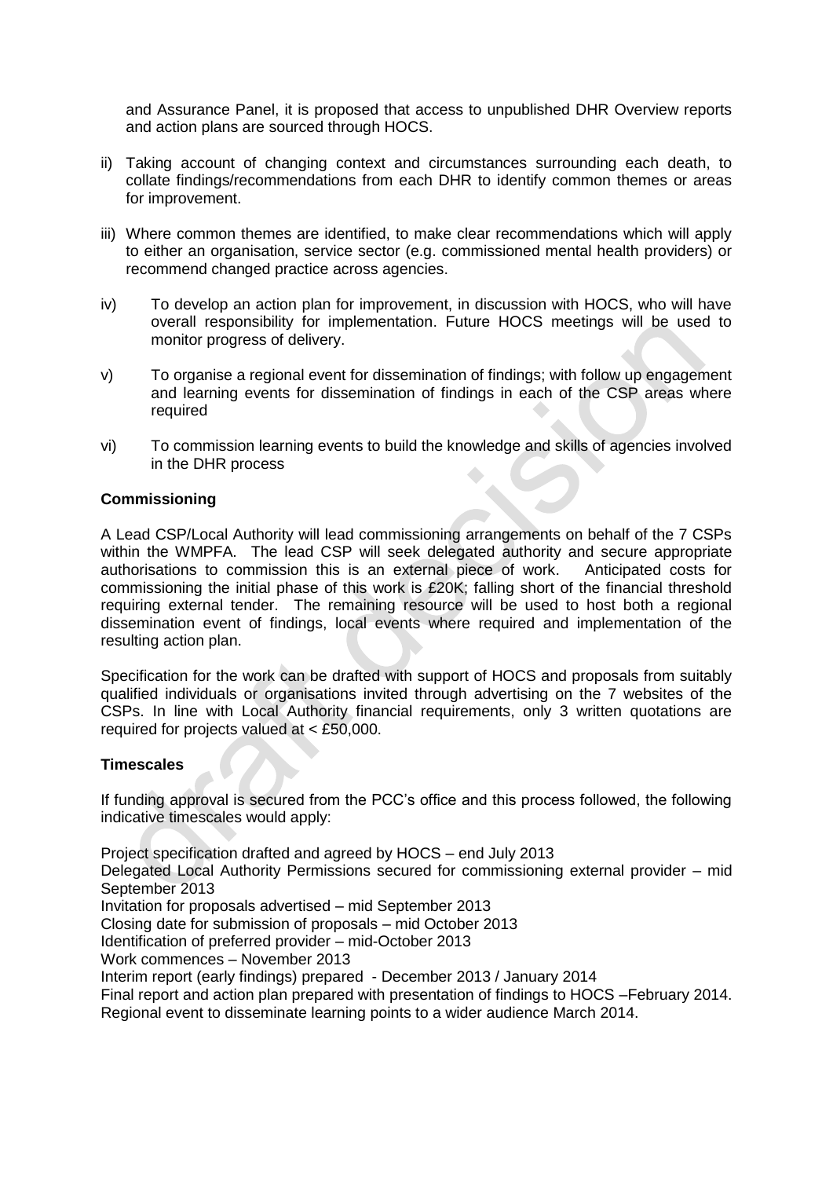and Assurance Panel, it is proposed that access to unpublished DHR Overview reports and action plans are sourced through HOCS.

ii) Taking account of changing context and circumstances surrounding each death, to collate findings/recommendations from each DHR to identify common themes or areas for improvement.

iii) Where common themes are identified, to make clear recommendations which will apply to either an organisation, service sector (e.g. commissioned mental health providers) or recommend changed practice across agencies.

iv) To develop an action plan for improvement, in discussion with HOCS, who will have overall responsibility for implementation. Future HOCS meetings will be used to monitor progress of delivery.

v) To organise a regional event for dissemination of findings; with follow up engagement and learning events for dissemination of findings in each of the CSP areas where required

vi) To commission learning events to build the knowledge and skills of agencies involved in the DHR process

**Commissioning**

A Lead CSP/Local Authority will lead commissioning arrangements on behalf of the 7 CSPs within the WMPFA. The lead CSP will seek delegated authority and secure appropriate authorisations to commission this is an external piece of work. Anticipated costs for commissioning the initial phase of this work is £20K; falling short of the financial threshold requiring external tender. The remaining resource will be used to host both a regional dissemination event of findings, local events where required and implementation of the resulting action plan.

Specification for the work can be drafted with support of HOCS and proposals from suitably qualified individuals or organisations invited through advertising on the 7 websites of the CSPs. In line with Local Authority financial requirements, only 3 written quotations are required for projects valued at < £50,000.

**Timescales**

If funding approval is secured from the PCC's office and this process followed, the following indicative timescales would apply:

Project specification drafted and agreed by HOCS – end July 2013
Delegated Local Authority Permissions secured for commissioning external provider – mid September 2013
Invitation for proposals advertised – mid September 2013
Closing date for submission of proposals – mid October 2013
Identification of preferred provider – mid-October 2013
Work commences – November 2013
Interim report (early findings) prepared - December 2013 / January 2014
Final report and action plan prepared with presentation of findings to HOCS –February 2014.
Regional event to disseminate learning points to a wider audience March 2014.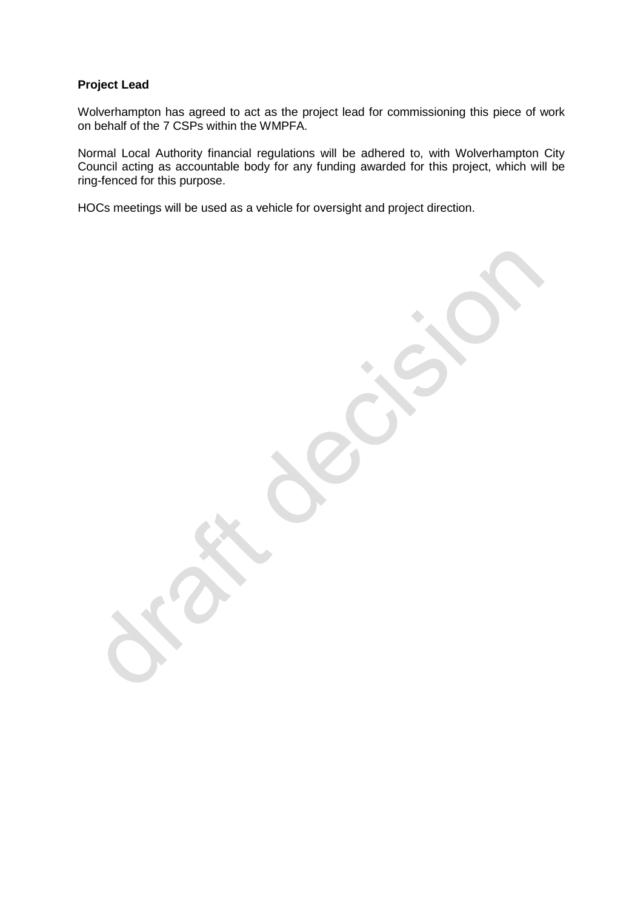**Project Lead**

Wolverhampton has agreed to act as the project lead for commissioning this piece of work on behalf of the 7 CSPs within the WMPFA.

Normal Local Authority financial regulations will be adhered to, with Wolverhampton City Council acting as accountable body for any funding awarded for this project, which will be ring-fenced for this purpose.

HOCs meetings will be used as a vehicle for oversight and project direction.